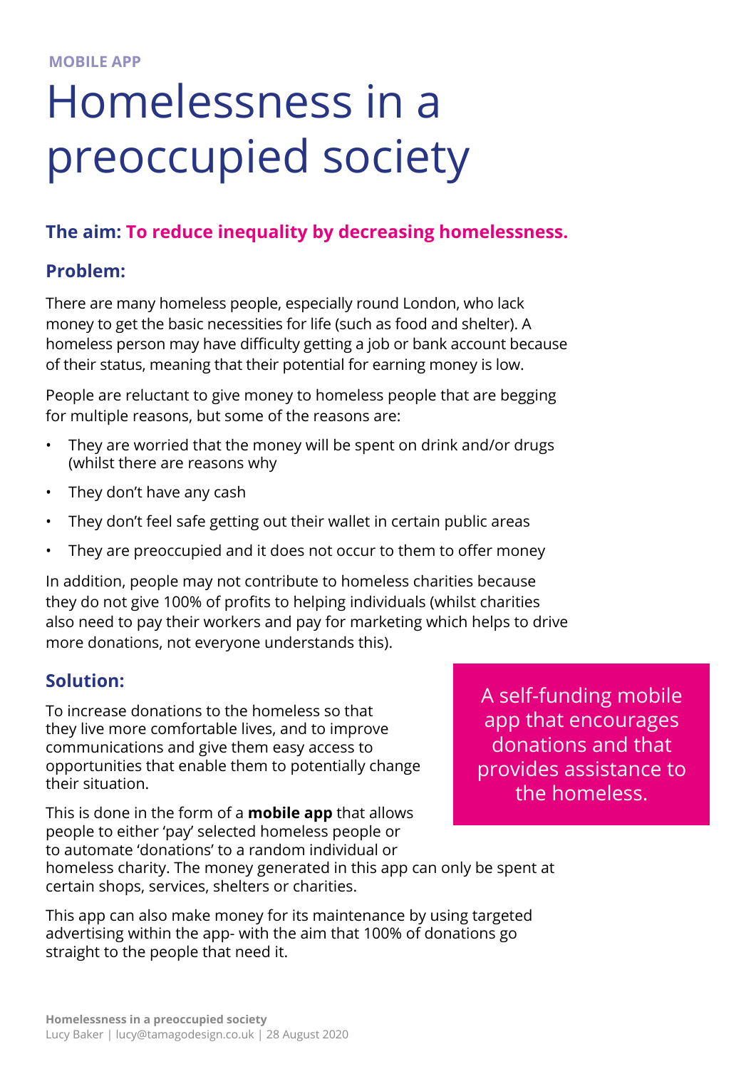MOBILE APP

# Homelessness in a preoccupied society

### The aim: To reduce inequality by decreasing homelessness.

### Problem:

There are many homeless people, especially round London, who lack money to get the basic necessities for life (such as food and shelter). A homeless person may have difficulty getting a job or bank account because of their status, meaning that their potential for earning money is low.

People are reluctant to give money to homeless people that are begging for multiple reasons, but some of the reasons are:

- They are worried that the money will be spent on drink and/or drugs (whilst there are reasons why
- They don't have any cash
- They don't feel safe getting out their wallet in certain public areas
- They are preoccupied and it does not occur to them to offer money

In addition, people may not contribute to homeless charities because they do not give 100% of profits to helping individuals (whilst charities also need to pay their workers and pay for marketing which helps to drive more donations, not everyone understands this).

### Solution:

A self-funding mobile app that encourages donations and that provides assistance to the homeless.

To increase donations to the homeless so that they live more comfortable lives, and to improve communications and give them easy access to opportunities that enable them to potentially change their situation.

This is done in the form of a **mobile app** that allows people to either 'pay' selected homeless people or to automate 'donations' to a random individual or homeless charity. The money generated in this app can only be spent at certain shops, services, shelters or charities.

This app can also make money for its maintenance by using targeted advertising within the app- with the aim that 100% of donations go straight to the people that need it.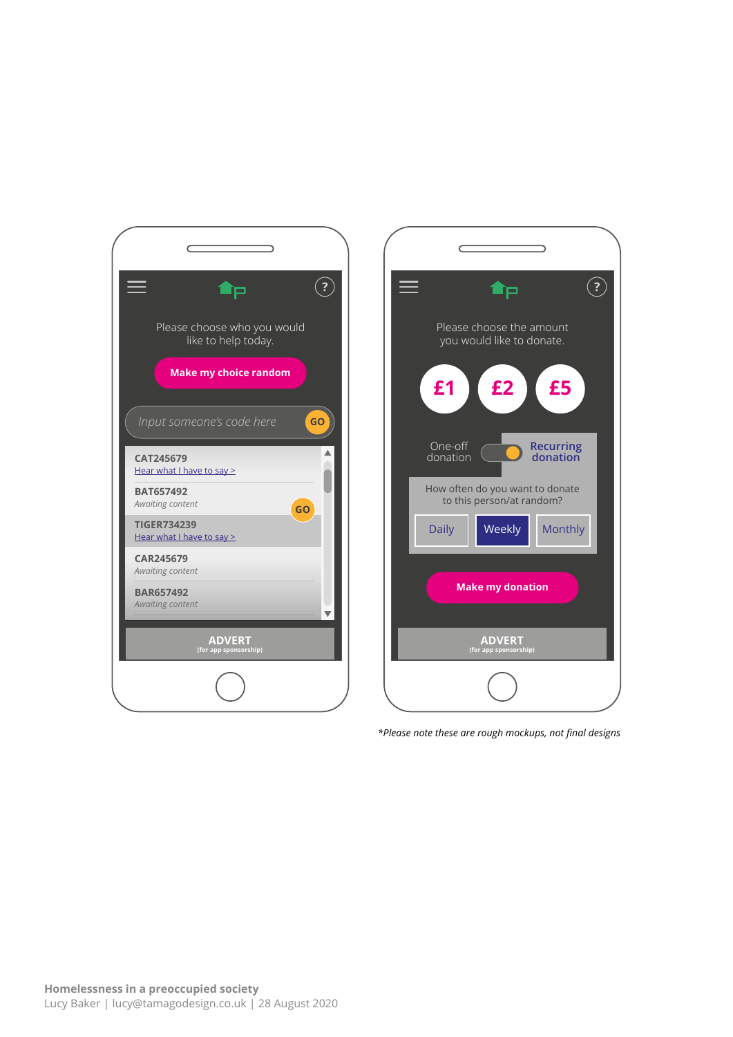Please choose who you would like to help today.

**Make my choice random**

*Input someone's code here* **GO**

**CAT245679**
Hear what I have to say >

**BAT657492**
*Awaiting content* **GO**

**TIGER734239**
Hear what I have to say >

**CAR245679**
*Awaiting content*

**BAR657492**
*Awaiting content*

**ADVERT**
(for app sponsorship)

Please choose the amount you would like to donate.

**£1** **£2** **£5**

One-off donation | Recurring donation

How often do you want to donate to this person/at random?

Daily | Weekly | Monthly

**Make my donation**

**ADVERT**
(for app sponsorship)

*\*Please note these are rough mockups, not final designs*

**Homelessness in a preoccupied society**
Lucy Baker | lucy@tamagodesign.co.uk | 28 August 2020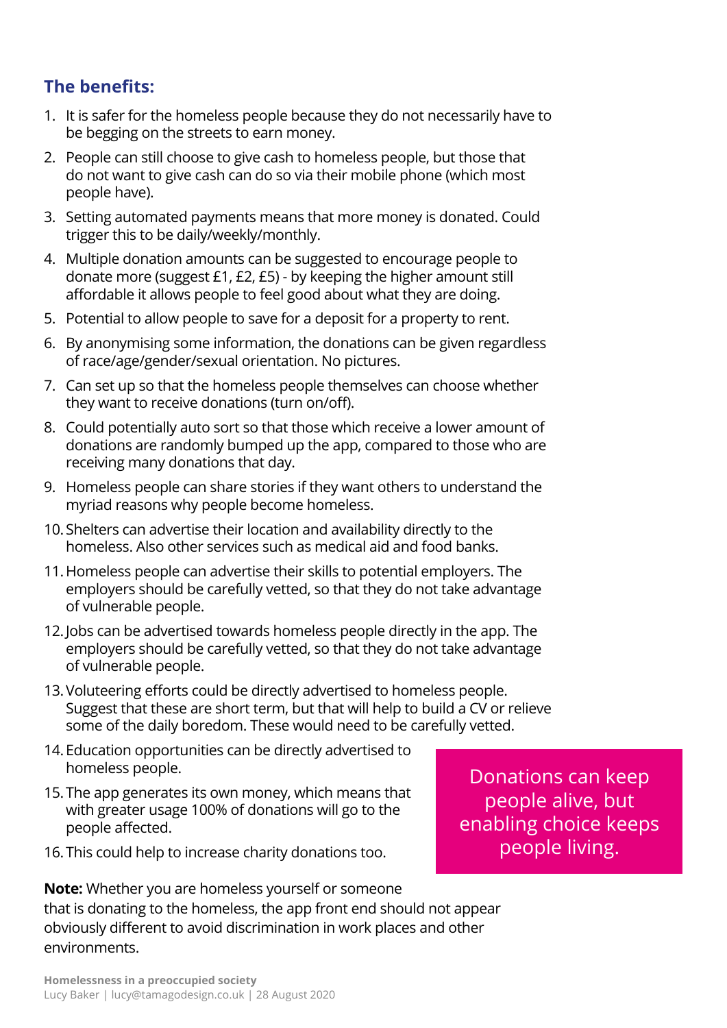### The benefits:

1. It is safer for the homeless people because they do not necessarily have to be begging on the streets to earn money.
2. People can still choose to give cash to homeless people, but those that do not want to give cash can do so via their mobile phone (which most people have).
3. Setting automated payments means that more money is donated. Could trigger this to be daily/weekly/monthly.
4. Multiple donation amounts can be suggested to encourage people to donate more (suggest £1, £2, £5) - by keeping the higher amount still affordable it allows people to feel good about what they are doing.
5. Potential to allow people to save for a deposit for a property to rent.
6. By anonymising some information, the donations can be given regardless of race/age/gender/sexual orientation. No pictures.
7. Can set up so that the homeless people themselves can choose whether they want to receive donations (turn on/off).
8. Could potentially auto sort so that those which receive a lower amount of donations are randomly bumped up the app, compared to those who are receiving many donations that day.
9. Homeless people can share stories if they want others to understand the myriad reasons why people become homeless.
10. Shelters can advertise their location and availability directly to the homeless. Also other services such as medical aid and food banks.
11. Homeless people can advertise their skills to potential employers. The employers should be carefully vetted, so that they do not take advantage of vulnerable people.
12. Jobs can be advertised towards homeless people directly in the app. The employers should be carefully vetted, so that they do not take advantage of vulnerable people.
13. Voluteering efforts could be directly advertised to homeless people. Suggest that these are short term, but that will help to build a CV or relieve some of the daily boredom. These would need to be carefully vetted.
14. Education opportunities can be directly advertised to homeless people.
15. The app generates its own money, which means that with greater usage 100% of donations will go to the people affected.
16. This could help to increase charity donations too.

> Donations can keep people alive, but enabling choice keeps people living.

**Note:** Whether you are homeless yourself or someone that is donating to the homeless, the app front end should not appear obviously different to avoid discrimination in work places and other environments.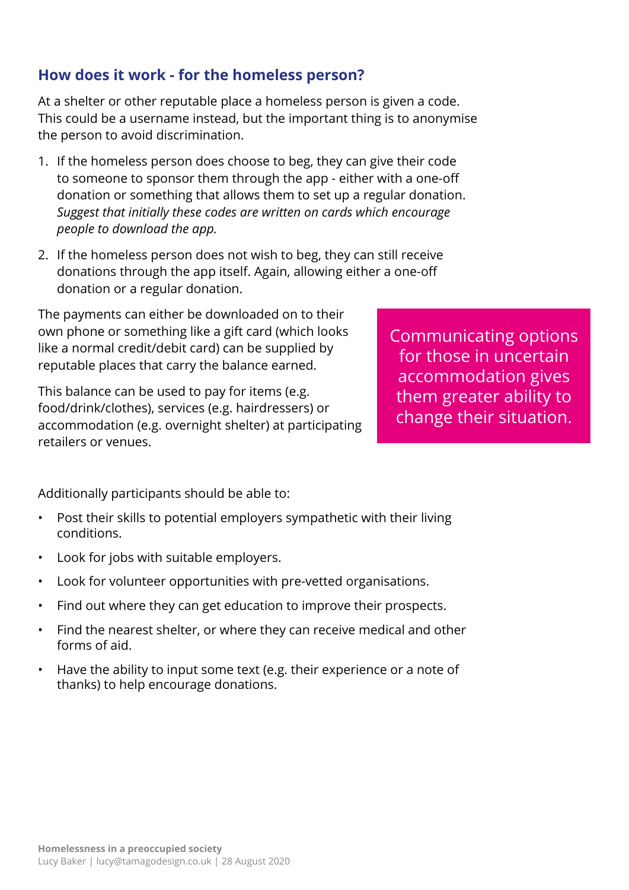## How does it work - for the homeless person?

At a shelter or other reputable place a homeless person is given a code. This could be a username instead, but the important thing is to anonymise the person to avoid discrimination.

1. If the homeless person does choose to beg, they can give their code to someone to sponsor them through the app - either with a one-off donation or something that allows them to set up a regular donation. *Suggest that initially these codes are written on cards which encourage people to download the app.*
2. If the homeless person does not wish to beg, they can still receive donations through the app itself. Again, allowing either a one-off donation or a regular donation.

The payments can either be downloaded on to their own phone or something like a gift card (which looks like a normal credit/debit card) can be supplied by reputable places that carry the balance earned.

This balance can be used to pay for items (e.g. food/drink/clothes), services (e.g. hairdressers) or accommodation (e.g. overnight shelter) at participating retailers or venues.

> Communicating options for those in uncertain accommodation gives them greater ability to change their situation.

Additionally participants should be able to:

- Post their skills to potential employers sympathetic with their living conditions.
- Look for jobs with suitable employers.
- Look for volunteer opportunities with pre-vetted organisations.
- Find out where they can get education to improve their prospects.
- Find the nearest shelter, or where they can receive medical and other forms of aid.
- Have the ability to input some text (e.g. their experience or a note of thanks) to help encourage donations.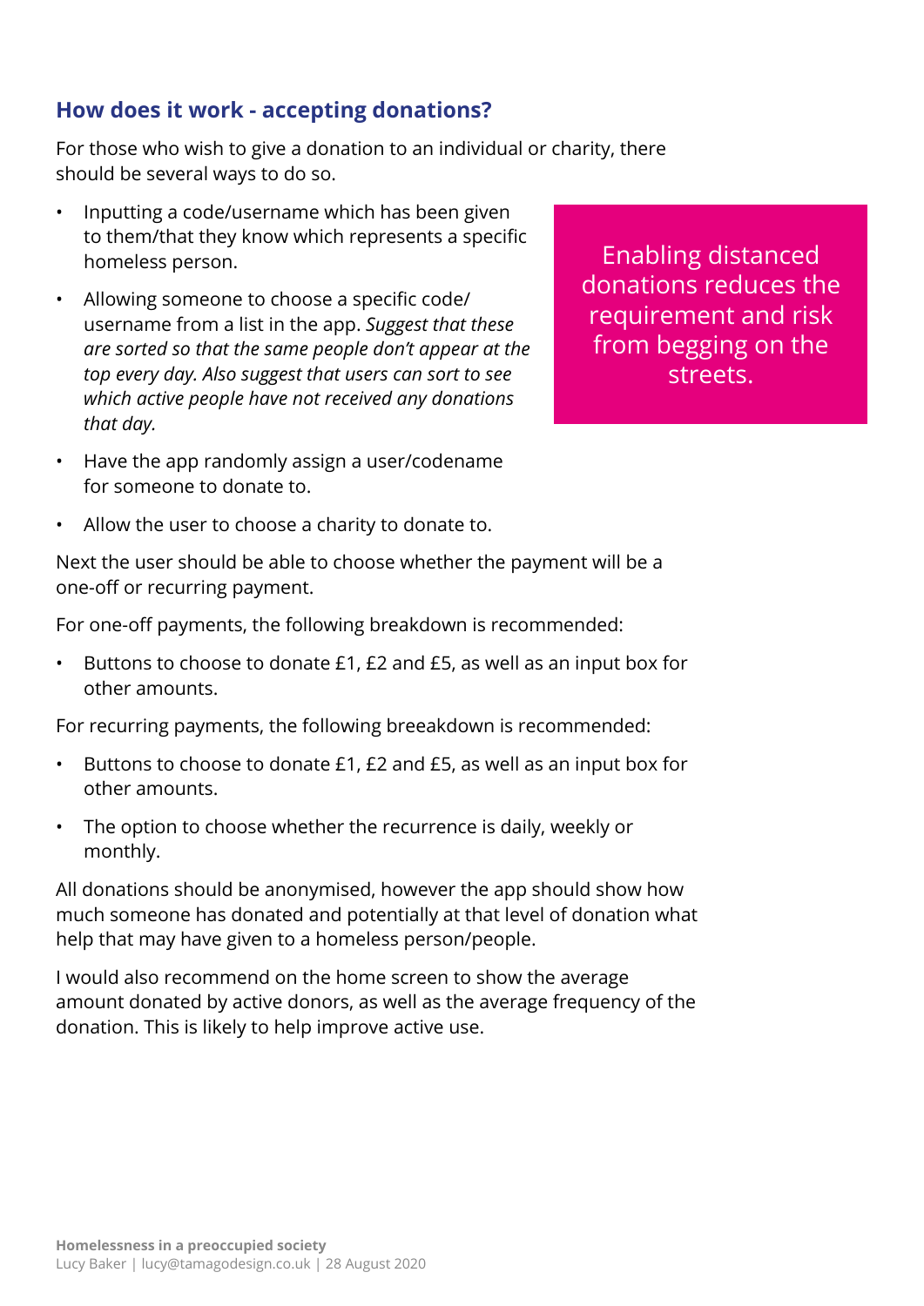## How does it work - accepting donations?

For those who wish to give a donation to an individual or charity, there should be several ways to do so.

- Inputting a code/username which has been given to them/that they know which represents a specific homeless person.
- Allowing someone to choose a specific code/ username from a list in the app. *Suggest that these are sorted so that the same people don't appear at the top every day. Also suggest that users can sort to see which active people have not received any donations that day.*
- Have the app randomly assign a user/codename for someone to donate to.
- Allow the user to choose a charity to donate to.

Enabling distanced donations reduces the requirement and risk from begging on the streets.

Next the user should be able to choose whether the payment will be a one-off or recurring payment.

For one-off payments, the following breakdown is recommended:

- Buttons to choose to donate £1, £2 and £5, as well as an input box for other amounts.

For recurring payments, the following breeakdown is recommended:

- Buttons to choose to donate £1, £2 and £5, as well as an input box for other amounts.
- The option to choose whether the recurrence is daily, weekly or monthly.

All donations should be anonymised, however the app should show how much someone has donated and potentially at that level of donation what help that may have given to a homeless person/people.

I would also recommend on the home screen to show the average amount donated by active donors, as well as the average frequency of the donation. This is likely to help improve active use.